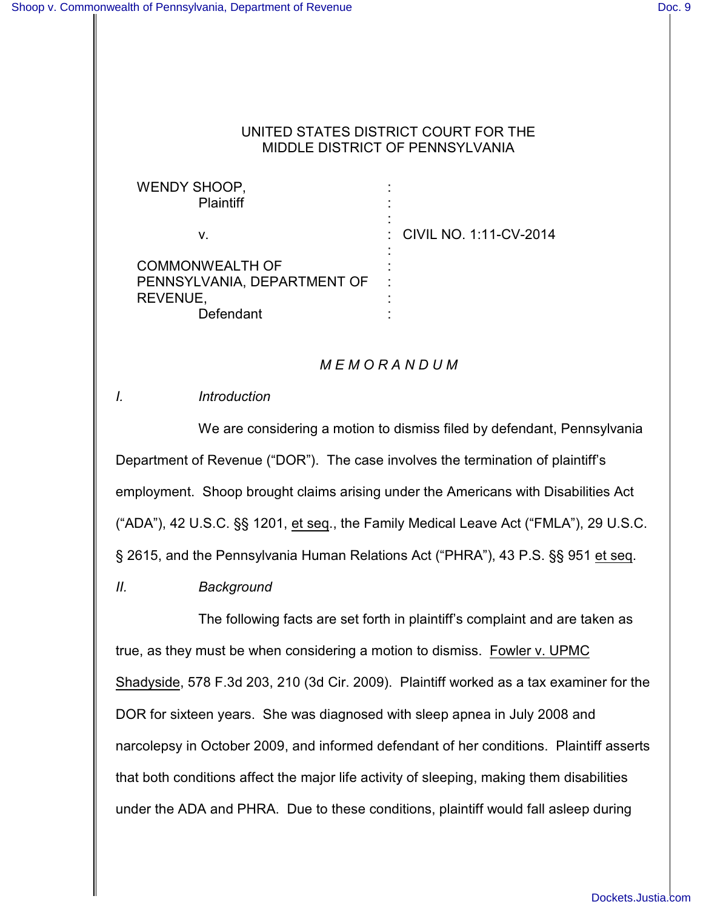UNITED STATES DISTRICT COURT FOR THE
MIDDLE DISTRICT OF PENNSYLVANIA

| | | |
|---|---|---|
| WENDY SHOOP, Plaintiff | : | |
| v. | : | CIVIL NO. 1:11-CV-2014 |
| COMMONWEALTH OF PENNSYLVANIA, DEPARTMENT OF REVENUE, Defendant | : | |

*M E M O R A N D U M*

## *I. Introduction*

We are considering a motion to dismiss filed by defendant, Pennsylvania Department of Revenue ("DOR"). The case involves the termination of plaintiff's employment. Shoop brought claims arising under the Americans with Disabilities Act ("ADA"), 42 U.S.C. §§ 1201, et seq., the Family Medical Leave Act ("FMLA"), 29 U.S.C. § 2615, and the Pennsylvania Human Relations Act ("PHRA"), 43 P.S. §§ 951 et seq.

## *II. Background*

The following facts are set forth in plaintiff's complaint and are taken as true, as they must be when considering a motion to dismiss. Fowler v. UPMC Shadyside, 578 F.3d 203, 210 (3d Cir. 2009). Plaintiff worked as a tax examiner for the DOR for sixteen years. She was diagnosed with sleep apnea in July 2008 and narcolepsy in October 2009, and informed defendant of her conditions. Plaintiff asserts that both conditions affect the major life activity of sleeping, making them disabilities under the ADA and PHRA. Due to these conditions, plaintiff would fall asleep during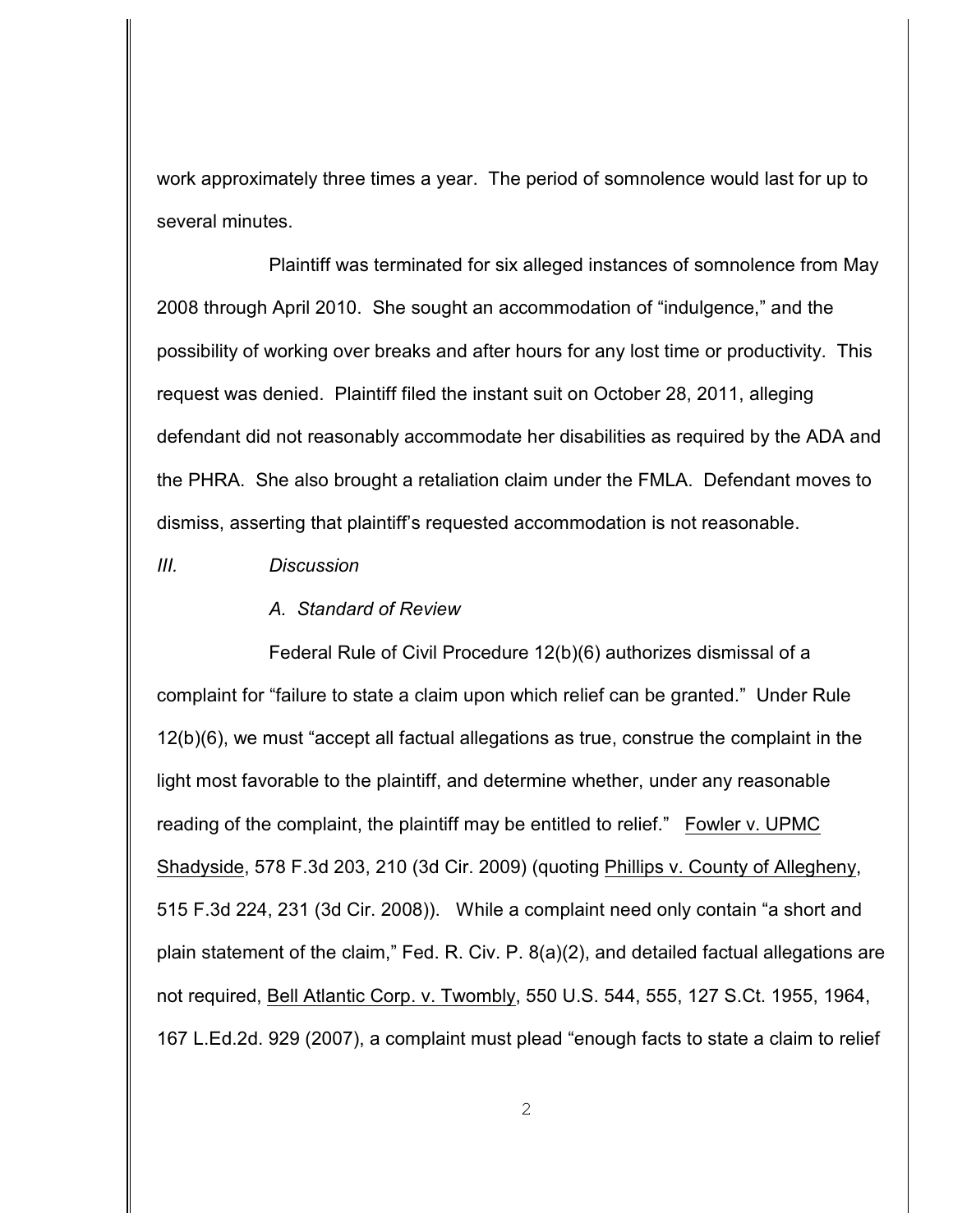work approximately three times a year. The period of somnolence would last for up to several minutes.

Plaintiff was terminated for six alleged instances of somnolence from May 2008 through April 2010. She sought an accommodation of "indulgence," and the possibility of working over breaks and after hours for any lost time or productivity. This request was denied. Plaintiff filed the instant suit on October 28, 2011, alleging defendant did not reasonably accommodate her disabilities as required by the ADA and the PHRA. She also brought a retaliation claim under the FMLA. Defendant moves to dismiss, asserting that plaintiff's requested accommodation is not reasonable.

### *III. Discussion*

#### *A. Standard of Review*

Federal Rule of Civil Procedure 12(b)(6) authorizes dismissal of a complaint for "failure to state a claim upon which relief can be granted." Under Rule 12(b)(6), we must "accept all factual allegations as true, construe the complaint in the light most favorable to the plaintiff, and determine whether, under any reasonable reading of the complaint, the plaintiff may be entitled to relief." Fowler v. UPMC Shadyside, 578 F.3d 203, 210 (3d Cir. 2009) (quoting Phillips v. County of Allegheny, 515 F.3d 224, 231 (3d Cir. 2008)). While a complaint need only contain "a short and plain statement of the claim," Fed. R. Civ. P. 8(a)(2), and detailed factual allegations are not required, Bell Atlantic Corp. v. Twombly, 550 U.S. 544, 555, 127 S.Ct. 1955, 1964, 167 L.Ed.2d. 929 (2007), a complaint must plead "enough facts to state a claim to relief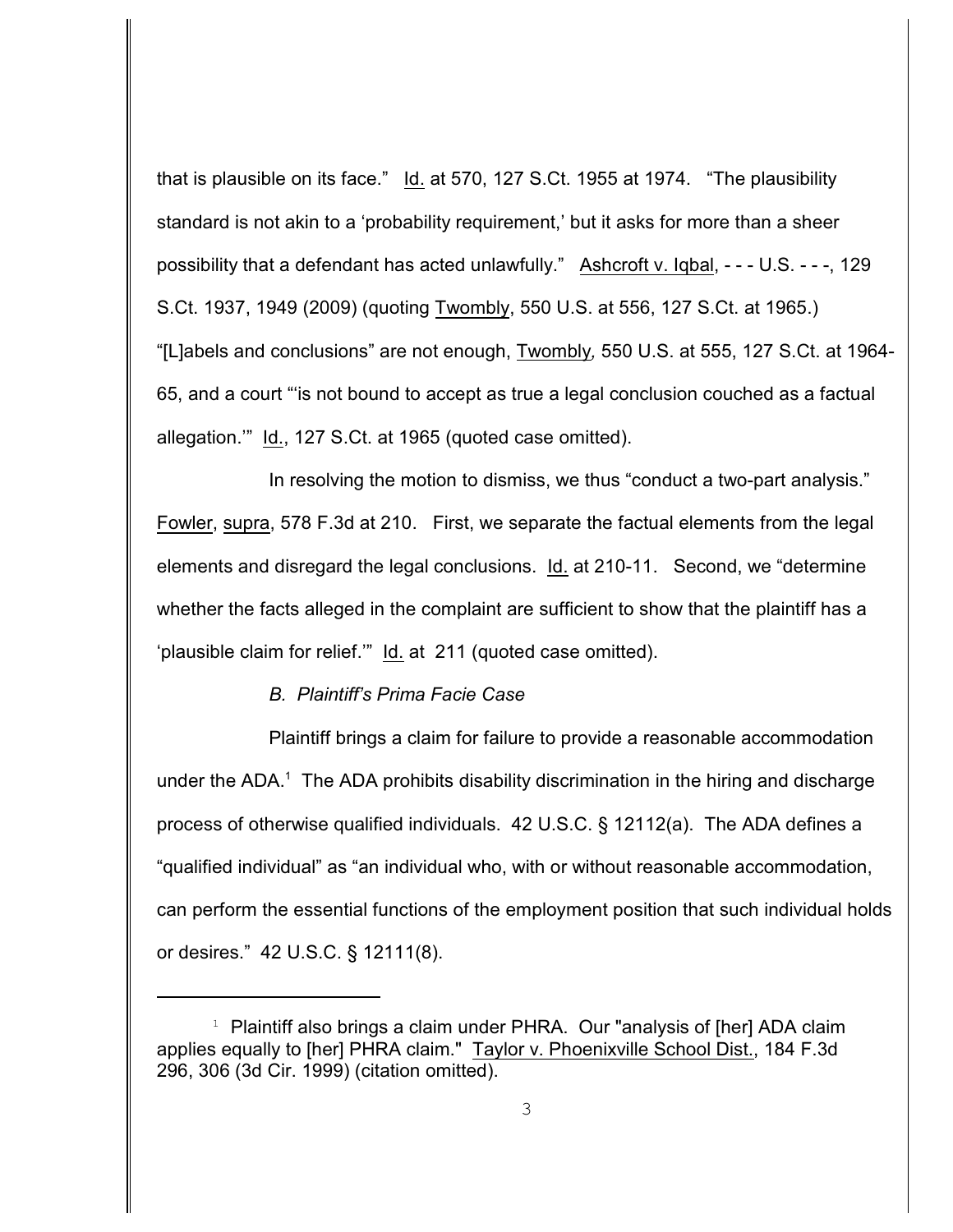that is plausible on its face." Id. at 570, 127 S.Ct. 1955 at 1974. "The plausibility standard is not akin to a 'probability requirement,' but it asks for more than a sheer possibility that a defendant has acted unlawfully." Ashcroft v. Iqbal, - - - U.S. - - -, 129 S.Ct. 1937, 1949 (2009) (quoting Twombly, 550 U.S. at 556, 127 S.Ct. at 1965.) "[L]abels and conclusions" are not enough, Twombly, 550 U.S. at 555, 127 S.Ct. at 1964-65, and a court "'is not bound to accept as true a legal conclusion couched as a factual allegation.'" Id., 127 S.Ct. at 1965 (quoted case omitted).

In resolving the motion to dismiss, we thus "conduct a two-part analysis." Fowler, supra, 578 F.3d at 210. First, we separate the factual elements from the legal elements and disregard the legal conclusions. Id. at 210-11. Second, we "determine whether the facts alleged in the complaint are sufficient to show that the plaintiff has a 'plausible claim for relief.'" Id. at 211 (quoted case omitted).

*B. Plaintiff's Prima Facie Case*

Plaintiff brings a claim for failure to provide a reasonable accommodation under the ADA.[1] The ADA prohibits disability discrimination in the hiring and discharge process of otherwise qualified individuals. 42 U.S.C. § 12112(a). The ADA defines a "qualified individual" as "an individual who, with or without reasonable accommodation, can perform the essential functions of the employment position that such individual holds or desires." 42 U.S.C. § 12111(8).

---

[1] Plaintiff also brings a claim under PHRA. Our "analysis of [her] ADA claim applies equally to [her] PHRA claim." Taylor v. Phoenixville School Dist., 184 F.3d 296, 306 (3d Cir. 1999) (citation omitted).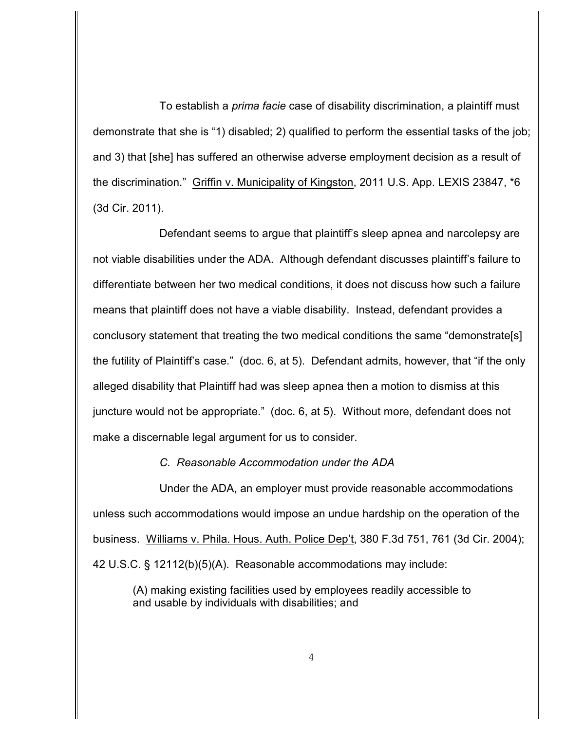To establish a *prima facie* case of disability discrimination, a plaintiff must demonstrate that she is "1) disabled; 2) qualified to perform the essential tasks of the job; and 3) that [she] has suffered an otherwise adverse employment decision as a result of the discrimination." Griffin v. Municipality of Kingston, 2011 U.S. App. LEXIS 23847, *6 (3d Cir. 2011).

Defendant seems to argue that plaintiff's sleep apnea and narcolepsy are not viable disabilities under the ADA. Although defendant discusses plaintiff's failure to differentiate between her two medical conditions, it does not discuss how such a failure means that plaintiff does not have a viable disability. Instead, defendant provides a conclusory statement that treating the two medical conditions the same "demonstrate[s] the futility of Plaintiff's case." (doc. 6, at 5). Defendant admits, however, that "if the only alleged disability that Plaintiff had was sleep apnea then a motion to dismiss at this juncture would not be appropriate." (doc. 6, at 5). Without more, defendant does not make a discernable legal argument for us to consider.

*C. Reasonable Accommodation under the ADA*

Under the ADA, an employer must provide reasonable accommodations unless such accommodations would impose an undue hardship on the operation of the business. Williams v. Phila. Hous. Auth. Police Dep't, 380 F.3d 751, 761 (3d Cir. 2004); 42 U.S.C. § 12112(b)(5)(A). Reasonable accommodations may include:

> (A) making existing facilities used by employees readily accessible to and usable by individuals with disabilities; and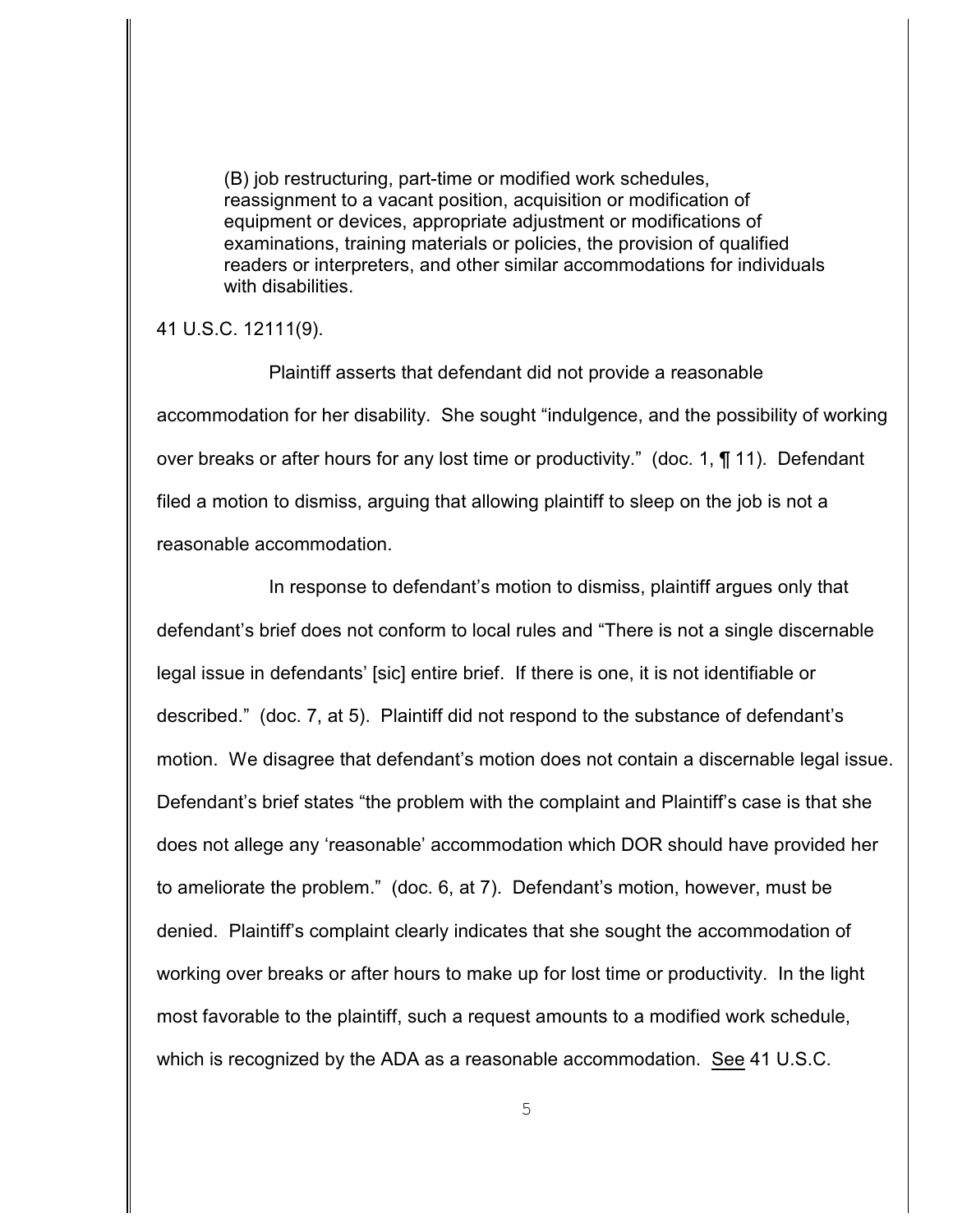> (B) job restructuring, part-time or modified work schedules, reassignment to a vacant position, acquisition or modification of equipment or devices, appropriate adjustment or modifications of examinations, training materials or policies, the provision of qualified readers or interpreters, and other similar accommodations for individuals with disabilities.

41 U.S.C. 12111(9).

Plaintiff asserts that defendant did not provide a reasonable accommodation for her disability. She sought "indulgence, and the possibility of working over breaks or after hours for any lost time or productivity." (doc. 1, ¶ 11). Defendant filed a motion to dismiss, arguing that allowing plaintiff to sleep on the job is not a reasonable accommodation.

In response to defendant's motion to dismiss, plaintiff argues only that defendant's brief does not conform to local rules and "There is not a single discernable legal issue in defendants' [sic] entire brief. If there is one, it is not identifiable or described." (doc. 7, at 5). Plaintiff did not respond to the substance of defendant's motion. We disagree that defendant's motion does not contain a discernable legal issue. Defendant's brief states "the problem with the complaint and Plaintiff's case is that she does not allege any 'reasonable' accommodation which DOR should have provided her to ameliorate the problem." (doc. 6, at 7). Defendant's motion, however, must be denied. Plaintiff's complaint clearly indicates that she sought the accommodation of working over breaks or after hours to make up for lost time or productivity. In the light most favorable to the plaintiff, such a request amounts to a modified work schedule, which is recognized by the ADA as a reasonable accommodation. See 41 U.S.C.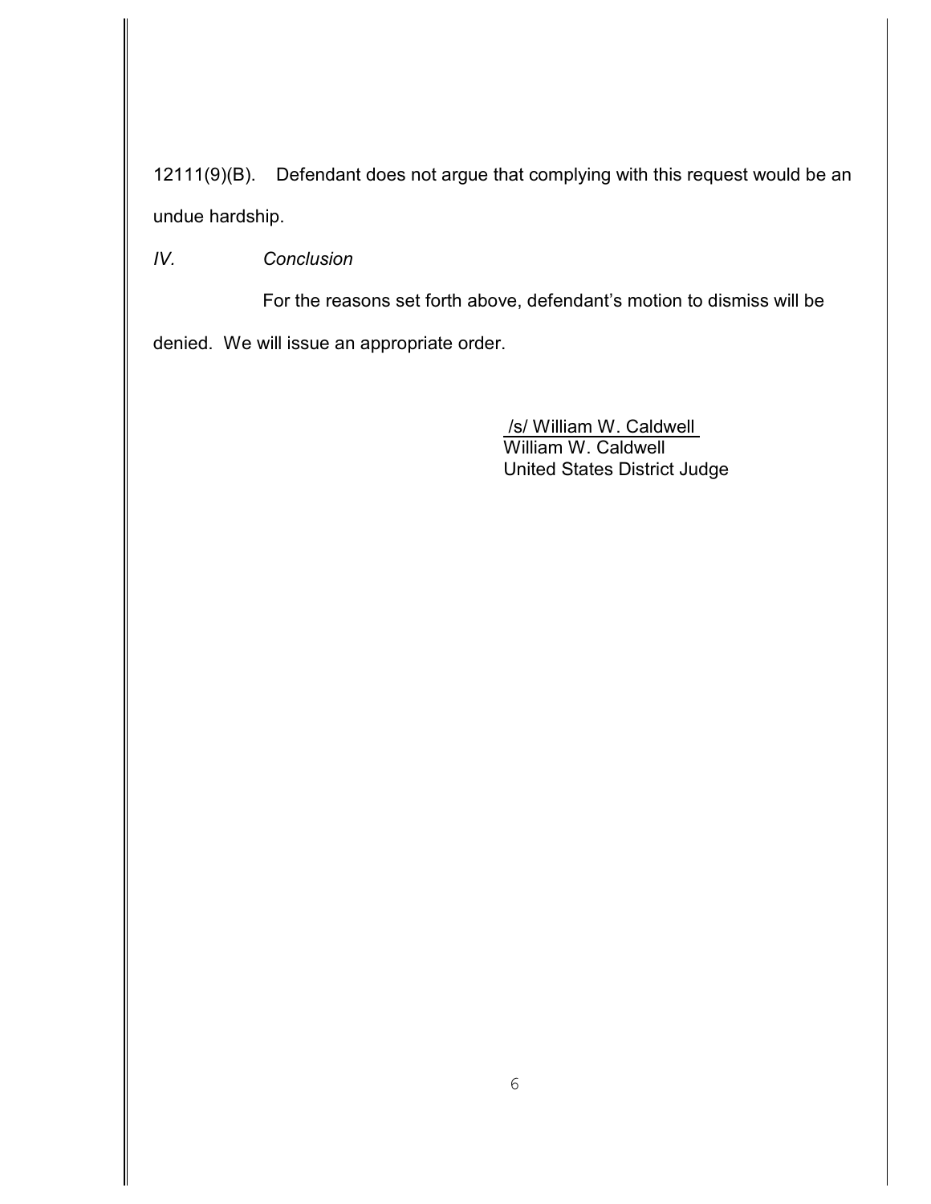12111(9)(B). Defendant does not argue that complying with this request would be an undue hardship.

*IV. Conclusion*

For the reasons set forth above, defendant's motion to dismiss will be denied. We will issue an appropriate order.

/s/ William W. Caldwell
William W. Caldwell
United States District Judge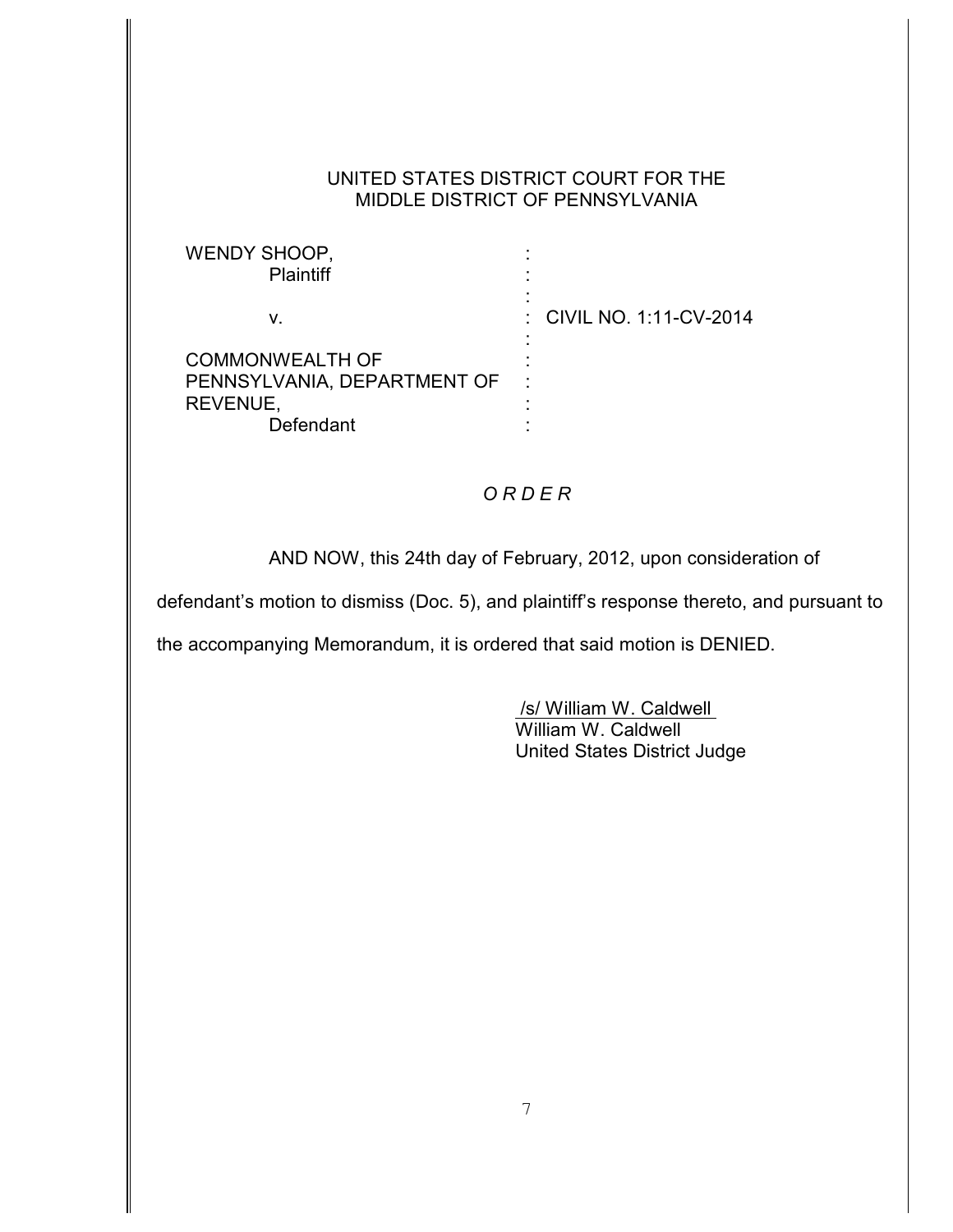UNITED STATES DISTRICT COURT FOR THE
MIDDLE DISTRICT OF PENNSYLVANIA

| | | |
|---|---|---|
| WENDY SHOOP, Plaintiff | : | |
| v. | : | CIVIL NO. 1:11-CV-2014 |
| COMMONWEALTH OF PENNSYLVANIA, DEPARTMENT OF REVENUE, Defendant | : | |

*O R D E R*

AND NOW, this 24th day of February, 2012, upon consideration of defendant's motion to dismiss (Doc. 5), and plaintiff's response thereto, and pursuant to the accompanying Memorandum, it is ordered that said motion is DENIED.

/s/ William W. Caldwell
William W. Caldwell
United States District Judge